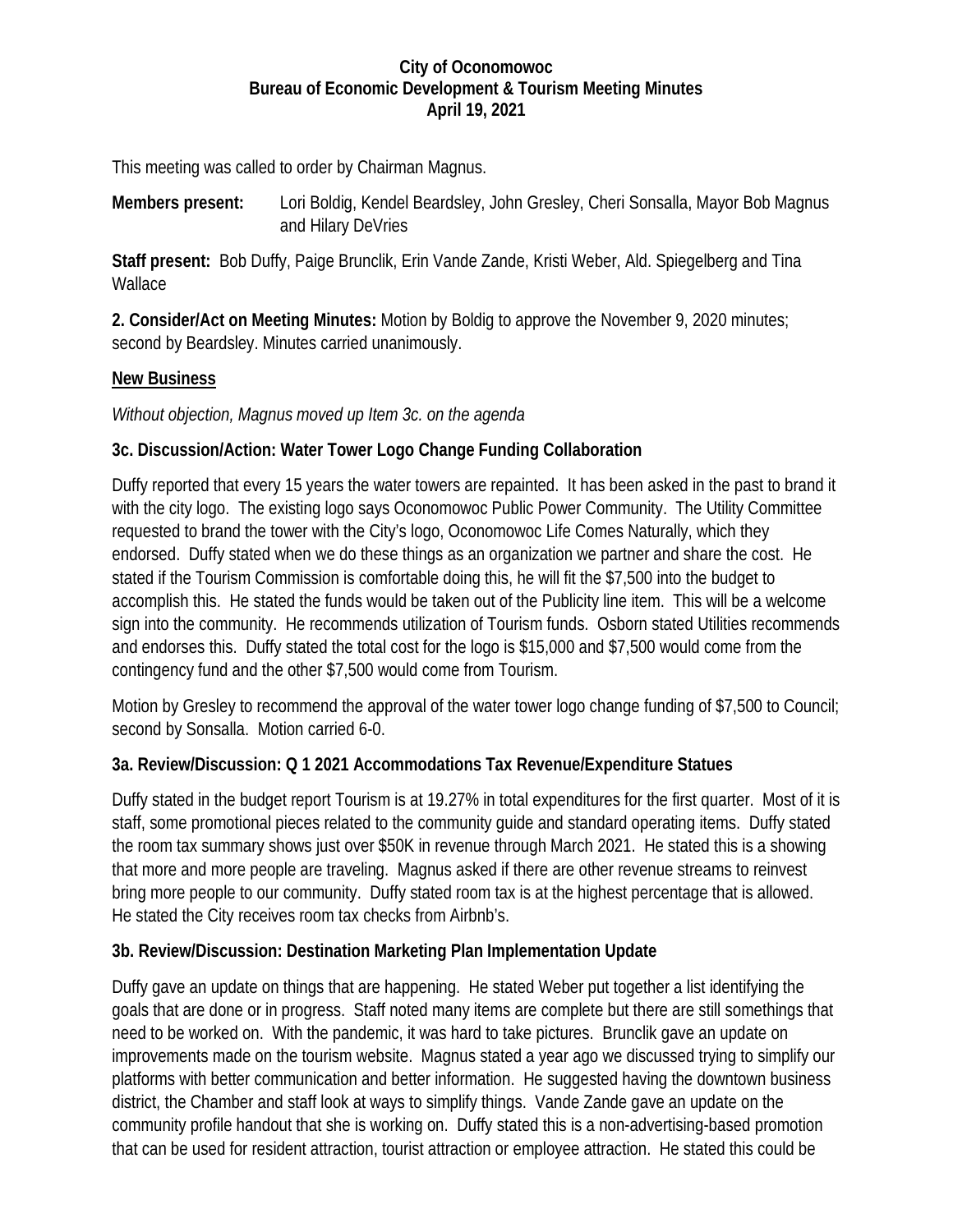**City of Oconomowoc**
**Bureau of Economic Development & Tourism Meeting Minutes**
**April 19, 2021**

This meeting was called to order by Chairman Magnus.

**Members present:** Lori Boldig, Kendel Beardsley, John Gresley, Cheri Sonsalla, Mayor Bob Magnus and Hilary DeVries

**Staff present:** Bob Duffy, Paige Brunclik, Erin Vande Zande, Kristi Weber, Ald. Spiegelberg and Tina Wallace

**2. Consider/Act on Meeting Minutes:** Motion by Boldig to approve the November 9, 2020 minutes; second by Beardsley. Minutes carried unanimously.

## New Business

*Without objection, Magnus moved up Item 3c. on the agenda*

### 3c. Discussion/Action: Water Tower Logo Change Funding Collaboration

Duffy reported that every 15 years the water towers are repainted. It has been asked in the past to brand it with the city logo. The existing logo says Oconomowoc Public Power Community. The Utility Committee requested to brand the tower with the City's logo, Oconomowoc Life Comes Naturally, which they endorsed. Duffy stated when we do these things as an organization we partner and share the cost. He stated if the Tourism Commission is comfortable doing this, he will fit the $7,500 into the budget to accomplish this. He stated the funds would be taken out of the Publicity line item. This will be a welcome sign into the community. He recommends utilization of Tourism funds. Osborn stated Utilities recommends and endorses this. Duffy stated the total cost for the logo is $15,000 and $7,500 would come from the contingency fund and the other $7,500 would come from Tourism.

Motion by Gresley to recommend the approval of the water tower logo change funding of $7,500 to Council; second by Sonsalla. Motion carried 6-0.

### 3a. Review/Discussion: Q 1 2021 Accommodations Tax Revenue/Expenditure Statues

Duffy stated in the budget report Tourism is at 19.27% in total expenditures for the first quarter. Most of it is staff, some promotional pieces related to the community guide and standard operating items. Duffy stated the room tax summary shows just over $50K in revenue through March 2021. He stated this is a showing that more and more people are traveling. Magnus asked if there are other revenue streams to reinvest bring more people to our community. Duffy stated room tax is at the highest percentage that is allowed. He stated the City receives room tax checks from Airbnb's.

### 3b. Review/Discussion: Destination Marketing Plan Implementation Update

Duffy gave an update on things that are happening. He stated Weber put together a list identifying the goals that are done or in progress. Staff noted many items are complete but there are still somethings that need to be worked on. With the pandemic, it was hard to take pictures. Brunclik gave an update on improvements made on the tourism website. Magnus stated a year ago we discussed trying to simplify our platforms with better communication and better information. He suggested having the downtown business district, the Chamber and staff look at ways to simplify things. Vande Zande gave an update on the community profile handout that she is working on. Duffy stated this is a non-advertising-based promotion that can be used for resident attraction, tourist attraction or employee attraction. He stated this could be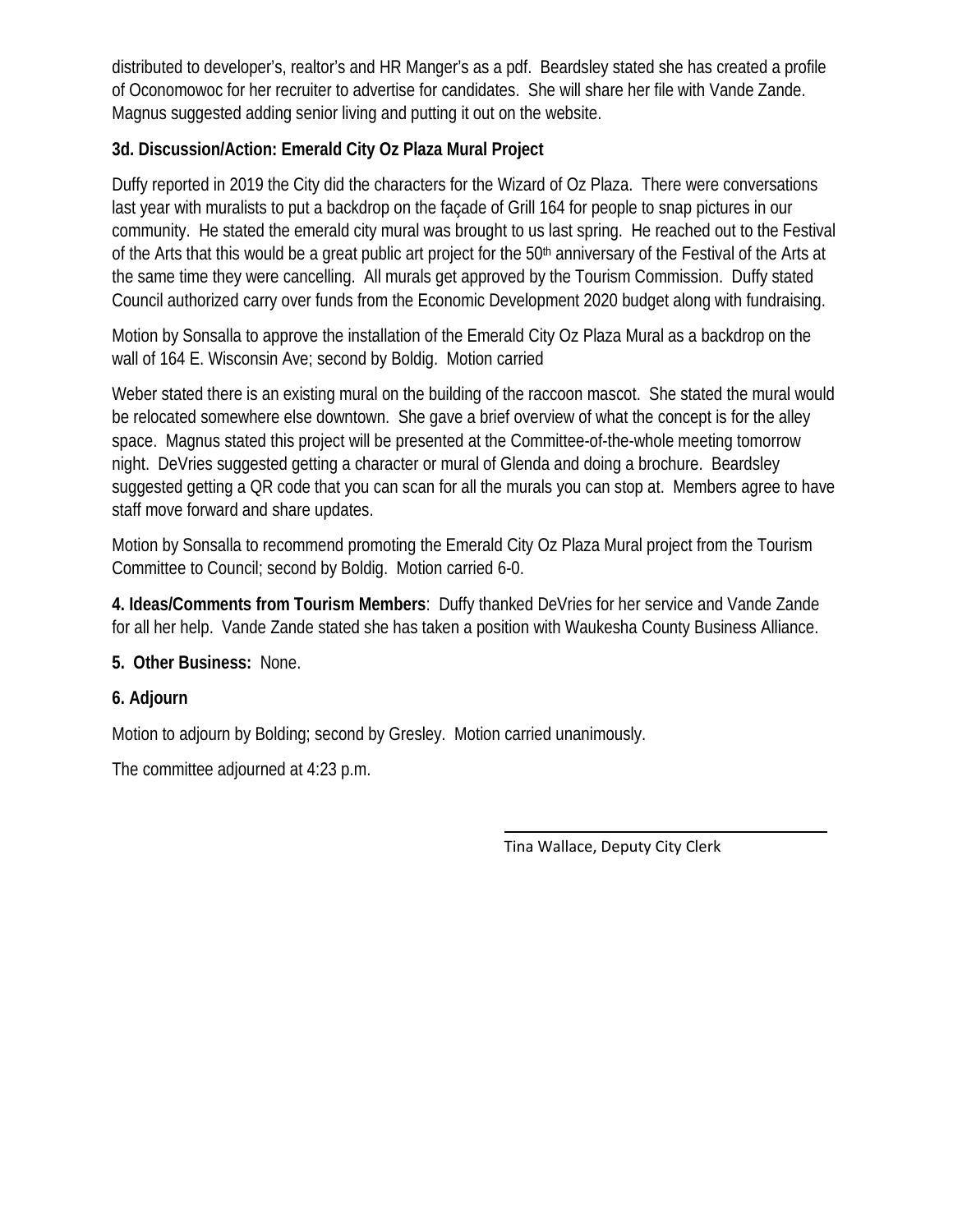distributed to developer's, realtor's and HR Manger's as a pdf. Beardsley stated she has created a profile of Oconomowoc for her recruiter to advertise for candidates. She will share her file with Vande Zande. Magnus suggested adding senior living and putting it out on the website.

**3d. Discussion/Action: Emerald City Oz Plaza Mural Project**

Duffy reported in 2019 the City did the characters for the Wizard of Oz Plaza. There were conversations last year with muralists to put a backdrop on the façade of Grill 164 for people to snap pictures in our community. He stated the emerald city mural was brought to us last spring. He reached out to the Festival of the Arts that this would be a great public art project for the 50th anniversary of the Festival of the Arts at the same time they were cancelling. All murals get approved by the Tourism Commission. Duffy stated Council authorized carry over funds from the Economic Development 2020 budget along with fundraising.

Motion by Sonsalla to approve the installation of the Emerald City Oz Plaza Mural as a backdrop on the wall of 164 E. Wisconsin Ave; second by Boldig. Motion carried

Weber stated there is an existing mural on the building of the raccoon mascot. She stated the mural would be relocated somewhere else downtown. She gave a brief overview of what the concept is for the alley space. Magnus stated this project will be presented at the Committee-of-the-whole meeting tomorrow night. DeVries suggested getting a character or mural of Glenda and doing a brochure. Beardsley suggested getting a QR code that you can scan for all the murals you can stop at. Members agree to have staff move forward and share updates.

Motion by Sonsalla to recommend promoting the Emerald City Oz Plaza Mural project from the Tourism Committee to Council; second by Boldig. Motion carried 6-0.

**4. Ideas/Comments from Tourism Members**: Duffy thanked DeVries for her service and Vande Zande for all her help. Vande Zande stated she has taken a position with Waukesha County Business Alliance.

**5. Other Business:** None.

**6. Adjourn**

Motion to adjourn by Bolding; second by Gresley. Motion carried unanimously.

The committee adjourned at 4:23 p.m.

Tina Wallace, Deputy City Clerk